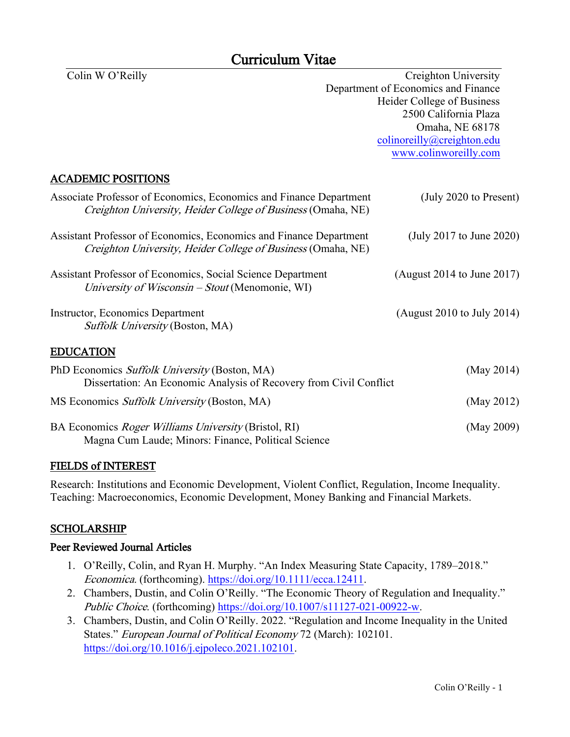# Curriculum Vitae

Colin W O'Reilly

Creighton University
Department of Economics and Finance
Heider College of Business
2500 California Plaza
Omaha, NE 68178
colinoreilly@creighton.edu
www.colinworeilly.com

## ACADEMIC POSITIONS

Associate Professor of Economics, Economics and Finance Department (July 2020 to Present)
*Creighton University, Heider College of Business* (Omaha, NE)

Assistant Professor of Economics, Economics and Finance Department (July 2017 to June 2020)
*Creighton University, Heider College of Business* (Omaha, NE)

Assistant Professor of Economics, Social Science Department (August 2014 to June 2017)
*University of Wisconsin – Stout* (Menomonie, WI)

Instructor, Economics Department (August 2010 to July 2014)
*Suffolk University* (Boston, MA)

## EDUCATION

PhD Economics *Suffolk University* (Boston, MA) (May 2014)
Dissertation: An Economic Analysis of Recovery from Civil Conflict

MS Economics *Suffolk University* (Boston, MA) (May 2012)

BA Economics *Roger Williams University* (Bristol, RI) (May 2009)
Magna Cum Laude; Minors: Finance, Political Science

## FIELDS of INTEREST

Research: Institutions and Economic Development, Violent Conflict, Regulation, Income Inequality.
Teaching: Macroeconomics, Economic Development, Money Banking and Financial Markets.

## SCHOLARSHIP

### Peer Reviewed Journal Articles

1. O'Reilly, Colin, and Ryan H. Murphy. "An Index Measuring State Capacity, 1789–2018." *Economica.* (forthcoming). https://doi.org/10.1111/ecca.12411.
2. Chambers, Dustin, and Colin O'Reilly. "The Economic Theory of Regulation and Inequality." *Public Choice*. (forthcoming) https://doi.org/10.1007/s11127-021-00922-w.
3. Chambers, Dustin, and Colin O'Reilly. 2022. "Regulation and Income Inequality in the United States." *European Journal of Political Economy* 72 (March): 102101. https://doi.org/10.1016/j.ejpoleco.2021.102101.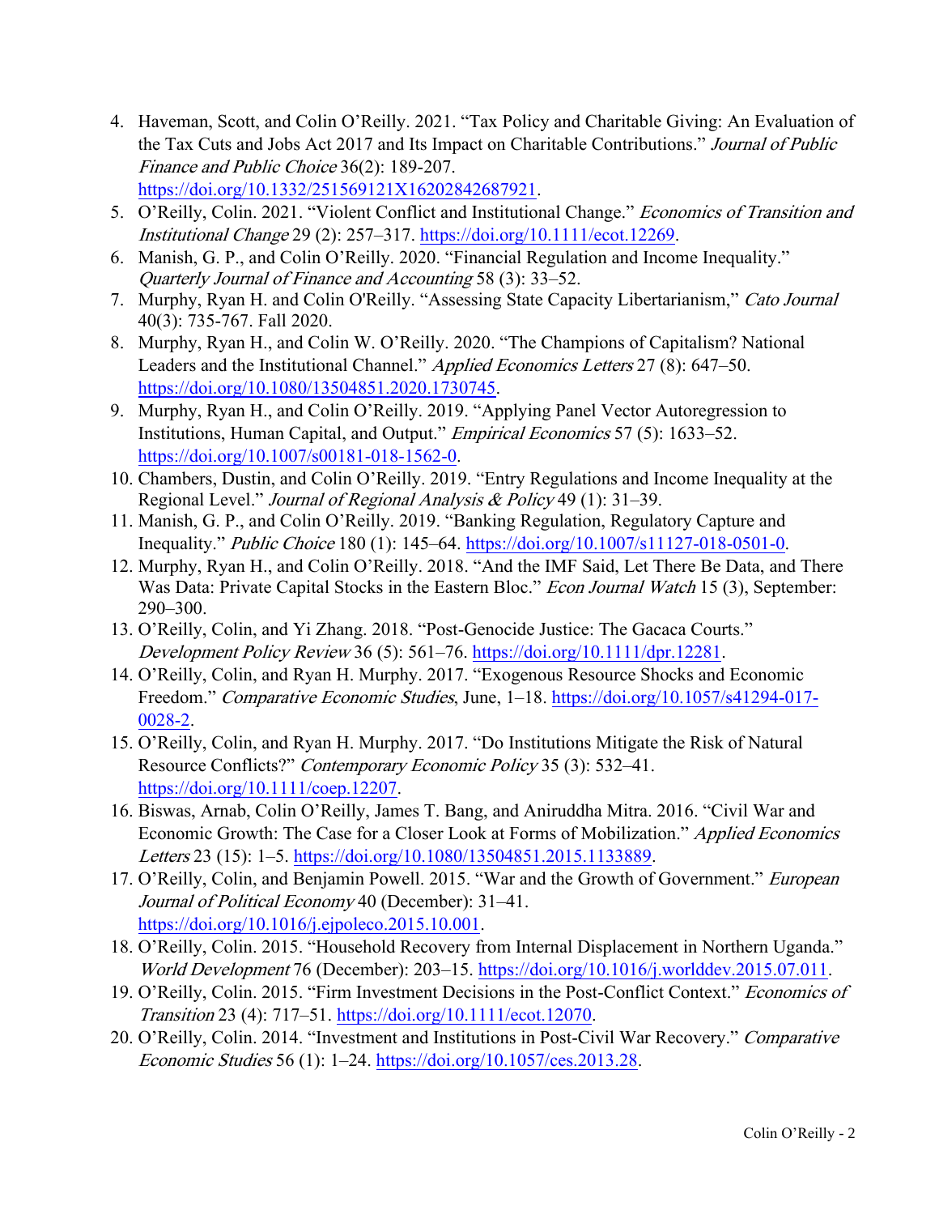4. Haveman, Scott, and Colin O'Reilly. 2021. "Tax Policy and Charitable Giving: An Evaluation of the Tax Cuts and Jobs Act 2017 and Its Impact on Charitable Contributions." *Journal of Public Finance and Public Choice* 36(2): 189-207. https://doi.org/10.1332/251569121X16202842687921.
5. O'Reilly, Colin. 2021. "Violent Conflict and Institutional Change." *Economics of Transition and Institutional Change* 29 (2): 257–317. https://doi.org/10.1111/ecot.12269.
6. Manish, G. P., and Colin O'Reilly. 2020. "Financial Regulation and Income Inequality." *Quarterly Journal of Finance and Accounting* 58 (3): 33–52.
7. Murphy, Ryan H. and Colin O'Reilly. "Assessing State Capacity Libertarianism," *Cato Journal* 40(3): 735-767. Fall 2020.
8. Murphy, Ryan H., and Colin W. O'Reilly. 2020. "The Champions of Capitalism? National Leaders and the Institutional Channel." *Applied Economics Letters* 27 (8): 647–50. https://doi.org/10.1080/13504851.2020.1730745.
9. Murphy, Ryan H., and Colin O'Reilly. 2019. "Applying Panel Vector Autoregression to Institutions, Human Capital, and Output." *Empirical Economics* 57 (5): 1633–52. https://doi.org/10.1007/s00181-018-1562-0.
10. Chambers, Dustin, and Colin O'Reilly. 2019. "Entry Regulations and Income Inequality at the Regional Level." *Journal of Regional Analysis & Policy* 49 (1): 31–39.
11. Manish, G. P., and Colin O'Reilly. 2019. "Banking Regulation, Regulatory Capture and Inequality." *Public Choice* 180 (1): 145–64. https://doi.org/10.1007/s11127-018-0501-0.
12. Murphy, Ryan H., and Colin O'Reilly. 2018. "And the IMF Said, Let There Be Data, and There Was Data: Private Capital Stocks in the Eastern Bloc." *Econ Journal Watch* 15 (3), September: 290–300.
13. O'Reilly, Colin, and Yi Zhang. 2018. "Post-Genocide Justice: The Gacaca Courts." *Development Policy Review* 36 (5): 561–76. https://doi.org/10.1111/dpr.12281.
14. O'Reilly, Colin, and Ryan H. Murphy. 2017. "Exogenous Resource Shocks and Economic Freedom." *Comparative Economic Studies*, June, 1–18. https://doi.org/10.1057/s41294-017-0028-2.
15. O'Reilly, Colin, and Ryan H. Murphy. 2017. "Do Institutions Mitigate the Risk of Natural Resource Conflicts?" *Contemporary Economic Policy* 35 (3): 532–41. https://doi.org/10.1111/coep.12207.
16. Biswas, Arnab, Colin O'Reilly, James T. Bang, and Aniruddha Mitra. 2016. "Civil War and Economic Growth: The Case for a Closer Look at Forms of Mobilization." *Applied Economics Letters* 23 (15): 1–5. https://doi.org/10.1080/13504851.2015.1133889.
17. O'Reilly, Colin, and Benjamin Powell. 2015. "War and the Growth of Government." *European Journal of Political Economy* 40 (December): 31–41. https://doi.org/10.1016/j.ejpoleco.2015.10.001.
18. O'Reilly, Colin. 2015. "Household Recovery from Internal Displacement in Northern Uganda." *World Development* 76 (December): 203–15. https://doi.org/10.1016/j.worlddev.2015.07.011.
19. O'Reilly, Colin. 2015. "Firm Investment Decisions in the Post-Conflict Context." *Economics of Transition* 23 (4): 717–51. https://doi.org/10.1111/ecot.12070.
20. O'Reilly, Colin. 2014. "Investment and Institutions in Post-Civil War Recovery." *Comparative Economic Studies* 56 (1): 1–24. https://doi.org/10.1057/ces.2013.28.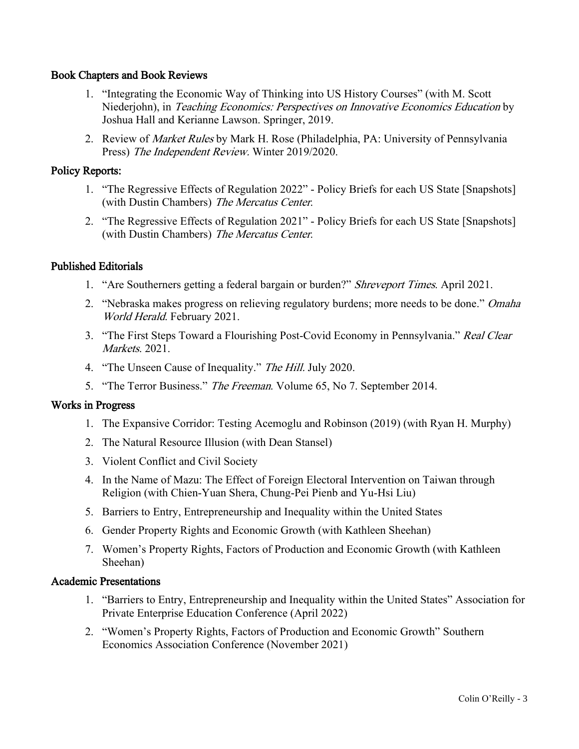## Book Chapters and Book Reviews

1. "Integrating the Economic Way of Thinking into US History Courses" (with M. Scott Niederjohn), in *Teaching Economics: Perspectives on Innovative Economics Education* by Joshua Hall and Kerianne Lawson. Springer, 2019.
2. Review of *Market Rules* by Mark H. Rose (Philadelphia, PA: University of Pennsylvania Press) *The Independent Review*. Winter 2019/2020.

## Policy Reports:

1. "The Regressive Effects of Regulation 2022" - Policy Briefs for each US State [Snapshots] (with Dustin Chambers) *The Mercatus Center*.
2. "The Regressive Effects of Regulation 2021" - Policy Briefs for each US State [Snapshots] (with Dustin Chambers) *The Mercatus Center*.

## Published Editorials

1. "Are Southerners getting a federal bargain or burden?" *Shreveport Times*. April 2021.
2. "Nebraska makes progress on relieving regulatory burdens; more needs to be done." *Omaha World Herald*. February 2021.
3. "The First Steps Toward a Flourishing Post-Covid Economy in Pennsylvania." *Real Clear Markets*. 2021.
4. "The Unseen Cause of Inequality." *The Hill*. July 2020.
5. "The Terror Business." *The Freeman*. Volume 65, No 7. September 2014.

## Works in Progress

1. The Expansive Corridor: Testing Acemoglu and Robinson (2019) (with Ryan H. Murphy)
2. The Natural Resource Illusion (with Dean Stansel)
3. Violent Conflict and Civil Society
4. In the Name of Mazu: The Effect of Foreign Electoral Intervention on Taiwan through Religion (with Chien-Yuan Shera, Chung-Pei Pienb and Yu-Hsi Liu)
5. Barriers to Entry, Entrepreneurship and Inequality within the United States
6. Gender Property Rights and Economic Growth (with Kathleen Sheehan)
7. Women's Property Rights, Factors of Production and Economic Growth (with Kathleen Sheehan)

## Academic Presentations

1. "Barriers to Entry, Entrepreneurship and Inequality within the United States" Association for Private Enterprise Education Conference (April 2022)
2. "Women's Property Rights, Factors of Production and Economic Growth" Southern Economics Association Conference (November 2021)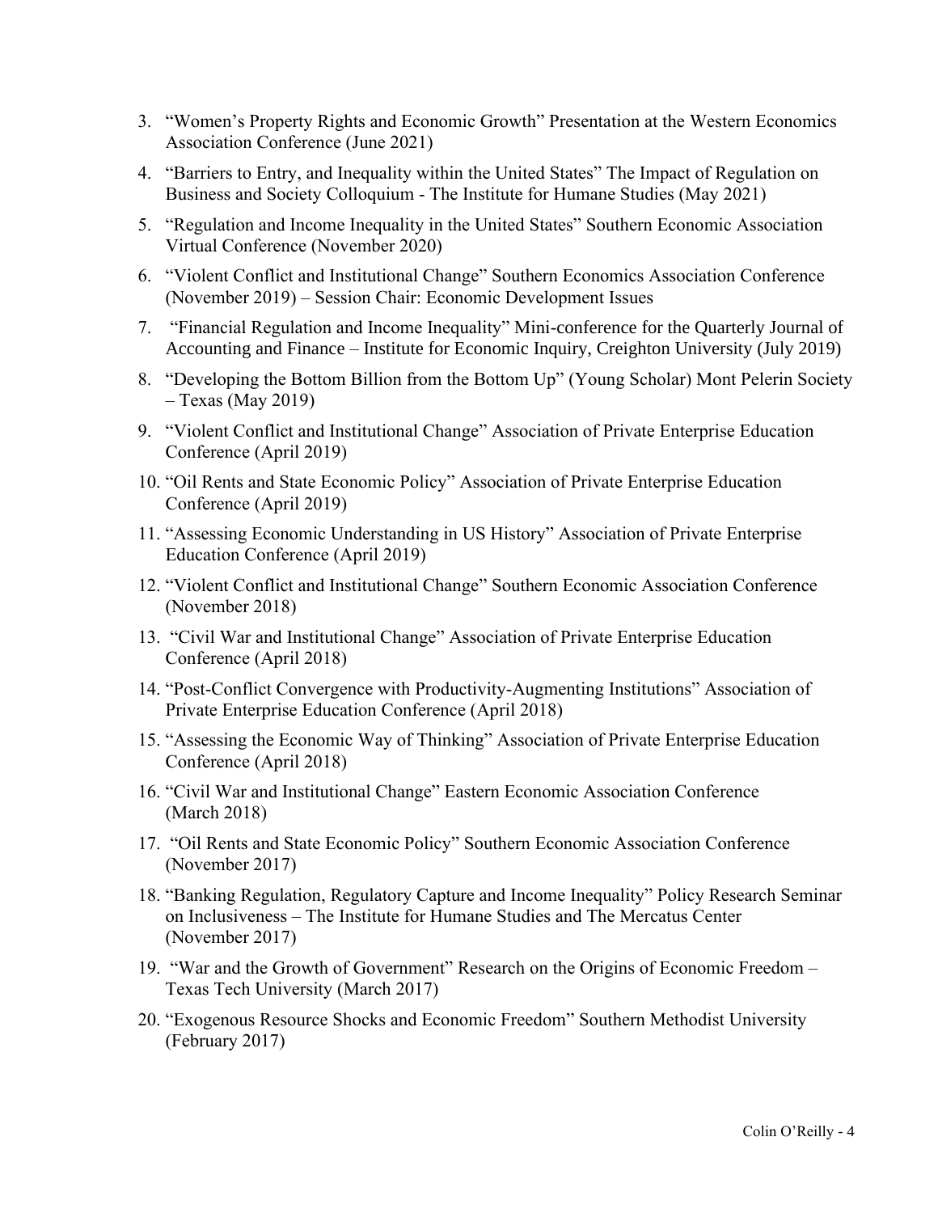3. "Women's Property Rights and Economic Growth" Presentation at the Western Economics Association Conference (June 2021)
4. "Barriers to Entry, and Inequality within the United States" The Impact of Regulation on Business and Society Colloquium - The Institute for Humane Studies (May 2021)
5. "Regulation and Income Inequality in the United States" Southern Economic Association Virtual Conference (November 2020)
6. "Violent Conflict and Institutional Change" Southern Economics Association Conference (November 2019) – Session Chair: Economic Development Issues
7. "Financial Regulation and Income Inequality" Mini-conference for the Quarterly Journal of Accounting and Finance – Institute for Economic Inquiry, Creighton University (July 2019)
8. "Developing the Bottom Billion from the Bottom Up" (Young Scholar) Mont Pelerin Society – Texas (May 2019)
9. "Violent Conflict and Institutional Change" Association of Private Enterprise Education Conference (April 2019)
10. "Oil Rents and State Economic Policy" Association of Private Enterprise Education Conference (April 2019)
11. "Assessing Economic Understanding in US History" Association of Private Enterprise Education Conference (April 2019)
12. "Violent Conflict and Institutional Change" Southern Economic Association Conference (November 2018)
13. "Civil War and Institutional Change" Association of Private Enterprise Education Conference (April 2018)
14. "Post-Conflict Convergence with Productivity-Augmenting Institutions" Association of Private Enterprise Education Conference (April 2018)
15. "Assessing the Economic Way of Thinking" Association of Private Enterprise Education Conference (April 2018)
16. "Civil War and Institutional Change" Eastern Economic Association Conference (March 2018)
17. "Oil Rents and State Economic Policy" Southern Economic Association Conference (November 2017)
18. "Banking Regulation, Regulatory Capture and Income Inequality" Policy Research Seminar on Inclusiveness – The Institute for Humane Studies and The Mercatus Center (November 2017)
19. "War and the Growth of Government" Research on the Origins of Economic Freedom – Texas Tech University (March 2017)
20. "Exogenous Resource Shocks and Economic Freedom" Southern Methodist University (February 2017)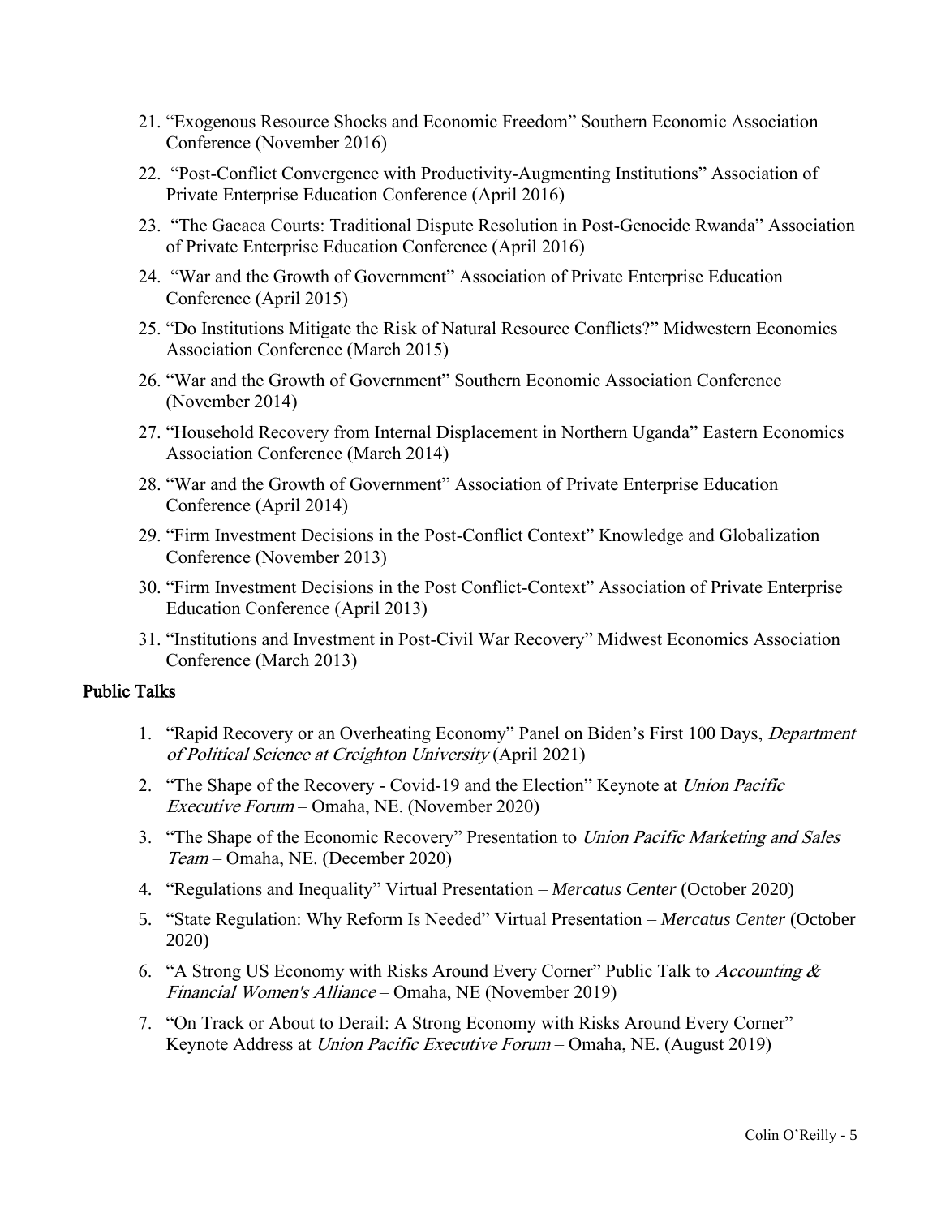21. "Exogenous Resource Shocks and Economic Freedom" Southern Economic Association Conference (November 2016)
22. "Post-Conflict Convergence with Productivity-Augmenting Institutions" Association of Private Enterprise Education Conference (April 2016)
23. "The Gacaca Courts: Traditional Dispute Resolution in Post-Genocide Rwanda" Association of Private Enterprise Education Conference (April 2016)
24. "War and the Growth of Government" Association of Private Enterprise Education Conference (April 2015)
25. "Do Institutions Mitigate the Risk of Natural Resource Conflicts?" Midwestern Economics Association Conference (March 2015)
26. "War and the Growth of Government" Southern Economic Association Conference (November 2014)
27. "Household Recovery from Internal Displacement in Northern Uganda" Eastern Economics Association Conference (March 2014)
28. "War and the Growth of Government" Association of Private Enterprise Education Conference (April 2014)
29. "Firm Investment Decisions in the Post-Conflict Context" Knowledge and Globalization Conference (November 2013)
30. "Firm Investment Decisions in the Post Conflict-Context" Association of Private Enterprise Education Conference (April 2013)
31. "Institutions and Investment in Post-Civil War Recovery" Midwest Economics Association Conference (March 2013)

## Public Talks

1. "Rapid Recovery or an Overheating Economy" Panel on Biden's First 100 Days, *Department of Political Science at Creighton University* (April 2021)
2. "The Shape of the Recovery - Covid-19 and the Election" Keynote at *Union Pacific Executive Forum* – Omaha, NE. (November 2020)
3. "The Shape of the Economic Recovery" Presentation to *Union Pacific Marketing and Sales Team* – Omaha, NE. (December 2020)
4. "Regulations and Inequality" Virtual Presentation – *Mercatus Center* (October 2020)
5. "State Regulation: Why Reform Is Needed" Virtual Presentation – *Mercatus Center* (October 2020)
6. "A Strong US Economy with Risks Around Every Corner" Public Talk to *Accounting & Financial Women's Alliance* – Omaha, NE (November 2019)
7. "On Track or About to Derail: A Strong Economy with Risks Around Every Corner" Keynote Address at *Union Pacific Executive Forum* – Omaha, NE. (August 2019)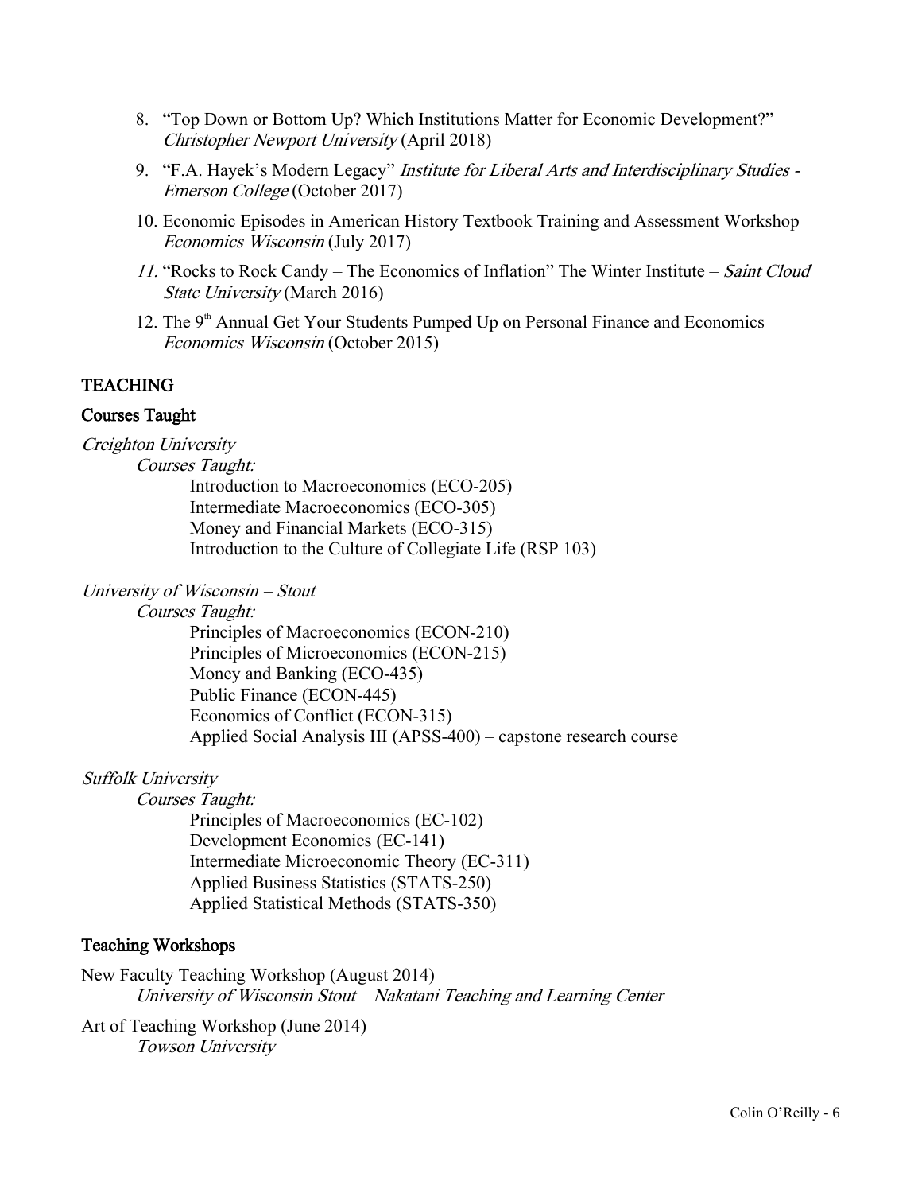8. "Top Down or Bottom Up? Which Institutions Matter for Economic Development?" *Christopher Newport University* (April 2018)
9. "F.A. Hayek's Modern Legacy" *Institute for Liberal Arts and Interdisciplinary Studies - Emerson College* (October 2017)
10. Economic Episodes in American History Textbook Training and Assessment Workshop *Economics Wisconsin* (July 2017)
11. "Rocks to Rock Candy – The Economics of Inflation" The Winter Institute – *Saint Cloud State University* (March 2016)
12. The 9th Annual Get Your Students Pumped Up on Personal Finance and Economics *Economics Wisconsin* (October 2015)

## TEACHING

### Courses Taught

*Creighton University*

*Courses Taught:*

- Introduction to Macroeconomics (ECO-205)
- Intermediate Macroeconomics (ECO-305)
- Money and Financial Markets (ECO-315)
- Introduction to the Culture of Collegiate Life (RSP 103)

*University of Wisconsin – Stout*

*Courses Taught:*

- Principles of Macroeconomics (ECON-210)
- Principles of Microeconomics (ECON-215)
- Money and Banking (ECO-435)
- Public Finance (ECON-445)
- Economics of Conflict (ECON-315)
- Applied Social Analysis III (APSS-400) – capstone research course

*Suffolk University*

*Courses Taught:*

- Principles of Macroeconomics (EC-102)
- Development Economics (EC-141)
- Intermediate Microeconomic Theory (EC-311)
- Applied Business Statistics (STATS-250)
- Applied Statistical Methods (STATS-350)

### Teaching Workshops

New Faculty Teaching Workshop (August 2014)
*University of Wisconsin Stout – Nakatani Teaching and Learning Center*

Art of Teaching Workshop (June 2014)
*Towson University*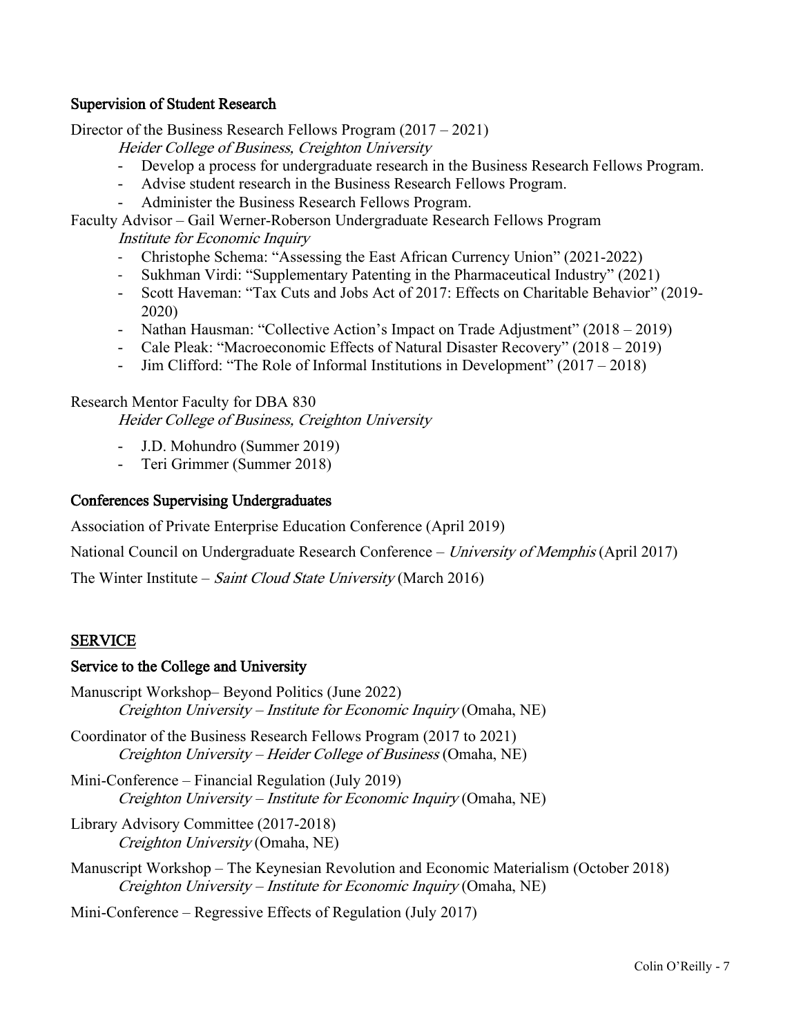### Supervision of Student Research

Director of the Business Research Fellows Program (2017 – 2021)

*Heider College of Business, Creighton University*

- Develop a process for undergraduate research in the Business Research Fellows Program.
- Advise student research in the Business Research Fellows Program.
- Administer the Business Research Fellows Program.

Faculty Advisor – Gail Werner-Roberson Undergraduate Research Fellows Program

*Institute for Economic Inquiry*

- Christophe Schema: "Assessing the East African Currency Union" (2021-2022)
- Sukhman Virdi: "Supplementary Patenting in the Pharmaceutical Industry" (2021)
- Scott Haveman: "Tax Cuts and Jobs Act of 2017: Effects on Charitable Behavior" (2019-2020)
- Nathan Hausman: "Collective Action's Impact on Trade Adjustment" (2018 – 2019)
- Cale Pleak: "Macroeconomic Effects of Natural Disaster Recovery" (2018 – 2019)
- Jim Clifford: "The Role of Informal Institutions in Development" (2017 – 2018)

Research Mentor Faculty for DBA 830

*Heider College of Business, Creighton University*

- J.D. Mohundro (Summer 2019)
- Teri Grimmer (Summer 2018)

### Conferences Supervising Undergraduates

Association of Private Enterprise Education Conference (April 2019)

National Council on Undergraduate Research Conference – *University of Memphis* (April 2017)

The Winter Institute – *Saint Cloud State University* (March 2016)

## SERVICE

### Service to the College and University

Manuscript Workshop– Beyond Politics (June 2022)
*Creighton University – Institute for Economic Inquiry* (Omaha, NE)

Coordinator of the Business Research Fellows Program (2017 to 2021)
*Creighton University – Heider College of Business* (Omaha, NE)

Mini-Conference – Financial Regulation (July 2019)
*Creighton University – Institute for Economic Inquiry* (Omaha, NE)

Library Advisory Committee (2017-2018)
*Creighton University* (Omaha, NE)

Manuscript Workshop – The Keynesian Revolution and Economic Materialism (October 2018)
*Creighton University – Institute for Economic Inquiry* (Omaha, NE)

Mini-Conference – Regressive Effects of Regulation (July 2017)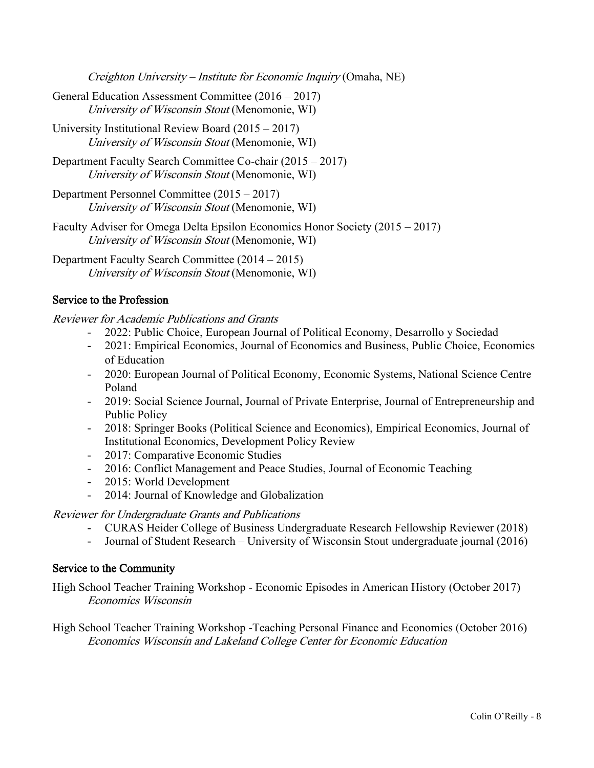*Creighton University – Institute for Economic Inquiry* (Omaha, NE)

General Education Assessment Committee (2016 – 2017)
*University of Wisconsin Stout* (Menomonie, WI)

University Institutional Review Board (2015 – 2017)
*University of Wisconsin Stout* (Menomonie, WI)

Department Faculty Search Committee Co-chair (2015 – 2017)
*University of Wisconsin Stout* (Menomonie, WI)

Department Personnel Committee (2015 – 2017)
*University of Wisconsin Stout* (Menomonie, WI)

Faculty Adviser for Omega Delta Epsilon Economics Honor Society (2015 – 2017)
*University of Wisconsin Stout* (Menomonie, WI)

Department Faculty Search Committee (2014 – 2015)
*University of Wisconsin Stout* (Menomonie, WI)

## Service to the Profession

*Reviewer for Academic Publications and Grants*

- 2022: Public Choice, European Journal of Political Economy, Desarrollo y Sociedad
- 2021: Empirical Economics, Journal of Economics and Business, Public Choice, Economics of Education
- 2020: European Journal of Political Economy, Economic Systems, National Science Centre Poland
- 2019: Social Science Journal, Journal of Private Enterprise, Journal of Entrepreneurship and Public Policy
- 2018: Springer Books (Political Science and Economics), Empirical Economics, Journal of Institutional Economics, Development Policy Review
- 2017: Comparative Economic Studies
- 2016: Conflict Management and Peace Studies, Journal of Economic Teaching
- 2015: World Development
- 2014: Journal of Knowledge and Globalization

*Reviewer for Undergraduate Grants and Publications*

- CURAS Heider College of Business Undergraduate Research Fellowship Reviewer (2018)
- Journal of Student Research – University of Wisconsin Stout undergraduate journal (2016)

## Service to the Community

High School Teacher Training Workshop - Economic Episodes in American History (October 2017)
*Economics Wisconsin*

High School Teacher Training Workshop -Teaching Personal Finance and Economics (October 2016)
*Economics Wisconsin and Lakeland College Center for Economic Education*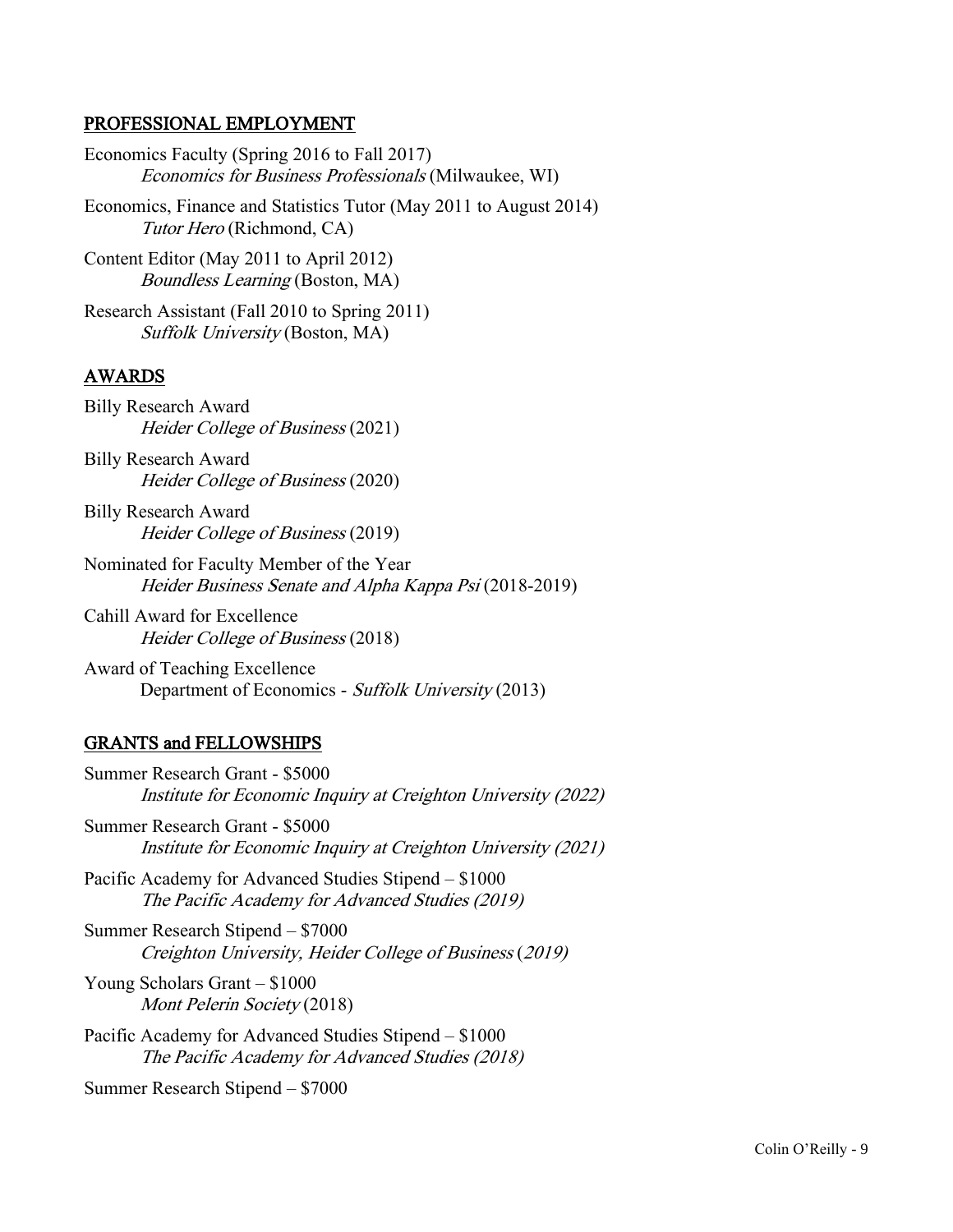## PROFESSIONAL EMPLOYMENT

Economics Faculty (Spring 2016 to Fall 2017)
*Economics for Business Professionals* (Milwaukee, WI)

Economics, Finance and Statistics Tutor (May 2011 to August 2014)
*Tutor Hero* (Richmond, CA)

Content Editor (May 2011 to April 2012)
*Boundless Learning* (Boston, MA)

Research Assistant (Fall 2010 to Spring 2011)
*Suffolk University* (Boston, MA)

## AWARDS

Billy Research Award
*Heider College of Business* (2021)

Billy Research Award
*Heider College of Business* (2020)

Billy Research Award
*Heider College of Business* (2019)

Nominated for Faculty Member of the Year
*Heider Business Senate and Alpha Kappa Psi* (2018-2019)

Cahill Award for Excellence
*Heider College of Business* (2018)

Award of Teaching Excellence
Department of Economics - *Suffolk University* (2013)

## GRANTS and FELLOWSHIPS

Summer Research Grant - $5000
*Institute for Economic Inquiry at Creighton University (2022)*

Summer Research Grant - $5000
*Institute for Economic Inquiry at Creighton University (2021)*

Pacific Academy for Advanced Studies Stipend – $1000
*The Pacific Academy for Advanced Studies (2019)*

Summer Research Stipend – $7000
*Creighton University, Heider College of Business* (*2019)*

Young Scholars Grant – $1000
*Mont Pelerin Society* (2018)

Pacific Academy for Advanced Studies Stipend – $1000
*The Pacific Academy for Advanced Studies (2018)*

Summer Research Stipend – $7000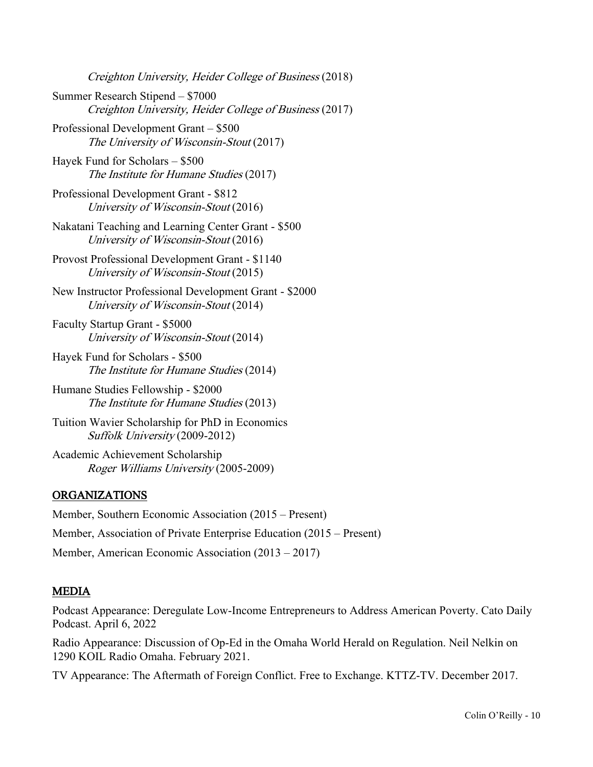*Creighton University, Heider College of Business* (2018)

Summer Research Stipend – $7000
*Creighton University, Heider College of Business* (2017)

Professional Development Grant – $500
*The University of Wisconsin-Stout* (2017)

Hayek Fund for Scholars – $500
*The Institute for Humane Studies* (2017)

Professional Development Grant - $812
*University of Wisconsin-Stout* (2016)

Nakatani Teaching and Learning Center Grant - $500
*University of Wisconsin-Stout* (2016)

Provost Professional Development Grant - $1140
*University of Wisconsin-Stout* (2015)

New Instructor Professional Development Grant - $2000
*University of Wisconsin-Stout* (2014)

Faculty Startup Grant - $5000
*University of Wisconsin-Stout* (2014)

Hayek Fund for Scholars - $500
*The Institute for Humane Studies* (2014)

Humane Studies Fellowship - $2000
*The Institute for Humane Studies* (2013)

Tuition Wavier Scholarship for PhD in Economics
*Suffolk University* (2009-2012)

Academic Achievement Scholarship
*Roger Williams University* (2005-2009)

## ORGANIZATIONS

Member, Southern Economic Association (2015 – Present)

Member, Association of Private Enterprise Education (2015 – Present)

Member, American Economic Association (2013 – 2017)

## MEDIA

Podcast Appearance: Deregulate Low-Income Entrepreneurs to Address American Poverty. Cato Daily Podcast. April 6, 2022

Radio Appearance: Discussion of Op-Ed in the Omaha World Herald on Regulation. Neil Nelkin on 1290 KOIL Radio Omaha. February 2021.

TV Appearance: The Aftermath of Foreign Conflict. Free to Exchange. KTTZ-TV. December 2017.